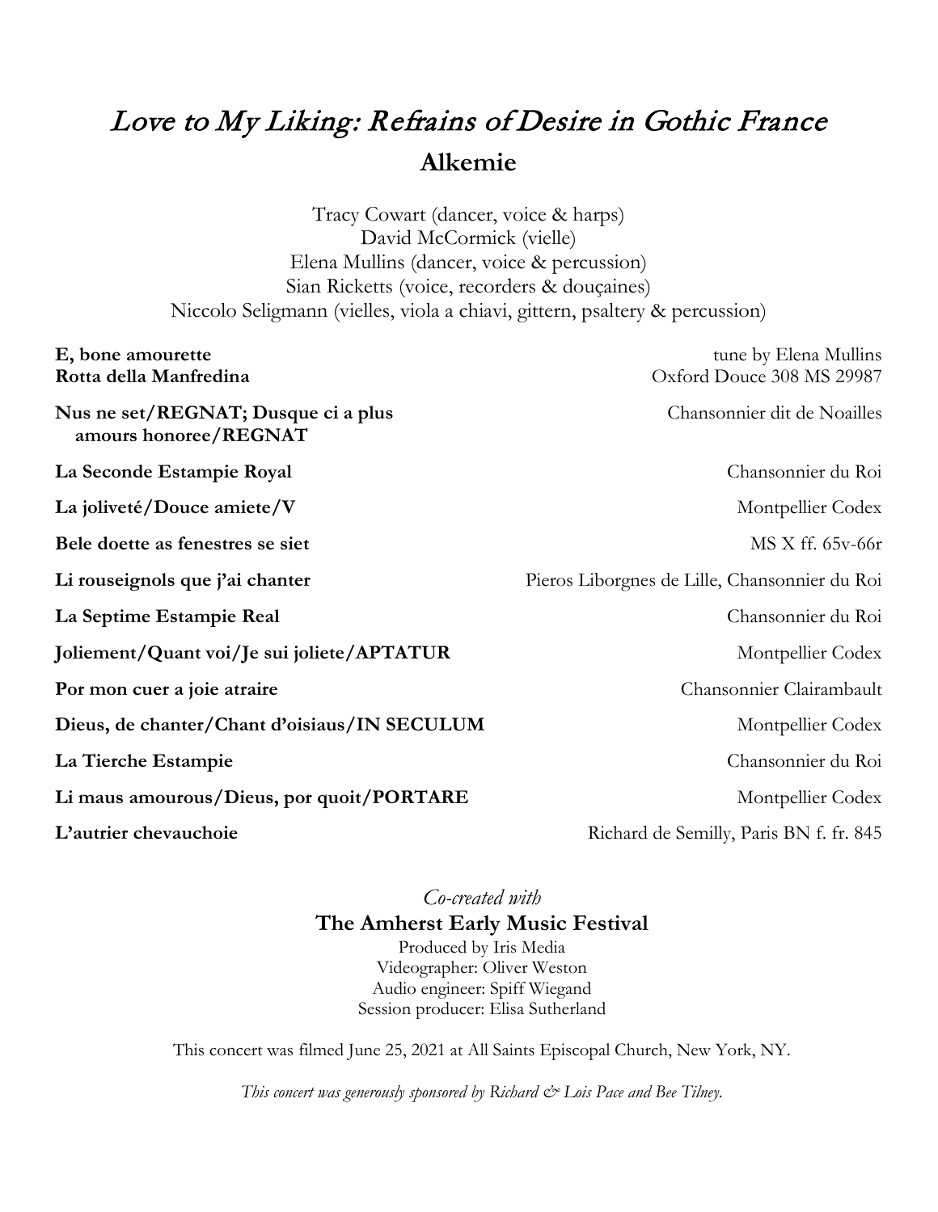# *Love to My Liking: Refrains of Desire in Gothic France*

## Alkemie

Tracy Cowart (dancer, voice & harps)
David McCormick (vielle)
Elena Mullins (dancer, voice & percussion)
Sian Ricketts (voice, recorders & douçaines)
Niccolo Seligmann (vielles, viola a chiavi, gittern, psaltery & percussion)

| | |
|---|---|
| **E, bone amourette** | tune by Elena Mullins |
| **Rotta della Manfredina** | Oxford Douce 308 MS 29987 |
| **Nus ne set/REGNAT; Dusque ci a plus amours honoree/REGNAT** | Chansonnier dit de Noailles |
| **La Seconde Estampie Royal** | Chansonnier du Roi |
| **La joliveté/Douce amiete/V** | Montpellier Codex |
| **Bele doette as fenestres se siet** | MS X ff. 65v-66r |
| **Li rouseignols que j'ai chanter** | Pieros Liborgnes de Lille, Chansonnier du Roi |
| **La Septime Estampie Real** | Chansonnier du Roi |
| **Joliement/Quant voi/Je sui joliete/APTATUR** | Montpellier Codex |
| **Por mon cuer a joie atraire** | Chansonnier Clairambault |
| **Dieus, de chanter/Chant d'oisiaus/IN SECULUM** | Montpellier Codex |
| **La Tierche Estampie** | Chansonnier du Roi |
| **Li maus amourous/Dieus, por quoit/PORTARE** | Montpellier Codex |
| **L'autrier chevauchoie** | Richard de Semilly, Paris BN f. fr. 845 |

*Co-created with*

**The Amherst Early Music Festival**

Produced by Iris Media
Videographer: Oliver Weston
Audio engineer: Spiff Wiegand
Session producer: Elisa Sutherland

This concert was filmed June 25, 2021 at All Saints Episcopal Church, New York, NY.

*This concert was generously sponsored by Richard & Lois Pace and Bee Tilney.*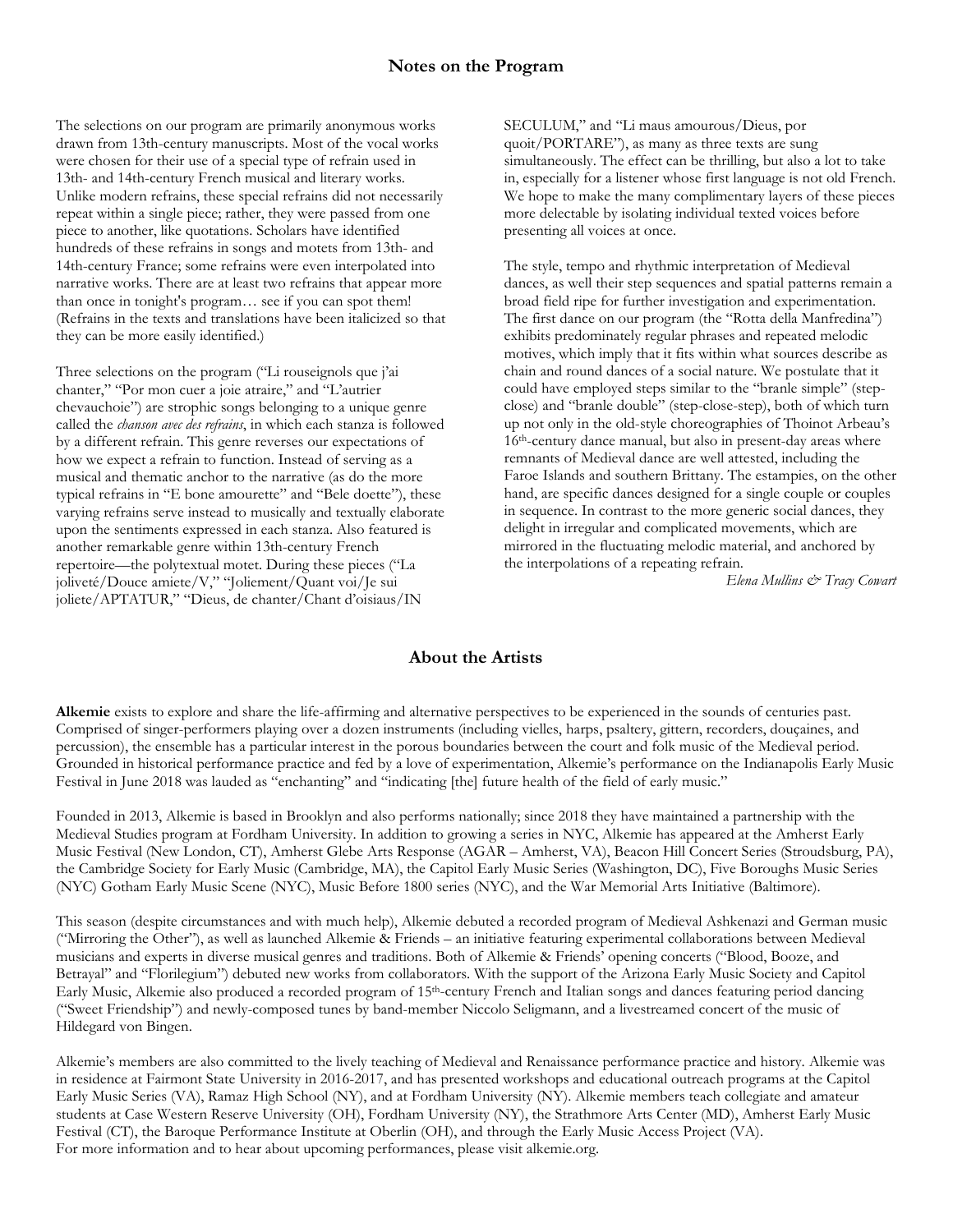## Notes on the Program

The selections on our program are primarily anonymous works drawn from 13th-century manuscripts. Most of the vocal works were chosen for their use of a special type of refrain used in 13th- and 14th-century French musical and literary works. Unlike modern refrains, these special refrains did not necessarily repeat within a single piece; rather, they were passed from one piece to another, like quotations. Scholars have identified hundreds of these refrains in songs and motets from 13th- and 14th-century France; some refrains were even interpolated into narrative works. There are at least two refrains that appear more than once in tonight's program… see if you can spot them! (Refrains in the texts and translations have been italicized so that they can be more easily identified.)

Three selections on the program ("Li rouseignols que j'ai chanter," "Por mon cuer a joie atraire," and "L'autrier chevauchoie") are strophic songs belonging to a unique genre called the *chanson avec des refrains*, in which each stanza is followed by a different refrain. This genre reverses our expectations of how we expect a refrain to function. Instead of serving as a musical and thematic anchor to the narrative (as do the more typical refrains in "E bone amourette" and "Bele doette"), these varying refrains serve instead to musically and textually elaborate upon the sentiments expressed in each stanza. Also featured is another remarkable genre within 13th-century French repertoire—the polytextual motet. During these pieces ("La joliveté/Douce amiete/V," "Joliement/Quant voi/Je sui joliete/APTATUR," "Dieus, de chanter/Chant d'oisiaus/IN SECULUM," and "Li maus amourous/Dieus, por quoit/PORTARE"), as many as three texts are sung simultaneously. The effect can be thrilling, but also a lot to take in, especially for a listener whose first language is not old French. We hope to make the many complimentary layers of these pieces more delectable by isolating individual texted voices before presenting all voices at once.

The style, tempo and rhythmic interpretation of Medieval dances, as well their step sequences and spatial patterns remain a broad field ripe for further investigation and experimentation. The first dance on our program (the "Rotta della Manfredina") exhibits predominately regular phrases and repeated melodic motives, which imply that it fits within what sources describe as chain and round dances of a social nature. We postulate that it could have employed steps similar to the "branle simple" (step-close) and "branle double" (step-close-step), both of which turn up not only in the old-style choreographies of Thoinot Arbeau's 16th-century dance manual, but also in present-day areas where remnants of Medieval dance are well attested, including the Faroe Islands and southern Brittany. The estampies, on the other hand, are specific dances designed for a single couple or couples in sequence. In contrast to the more generic social dances, they delight in irregular and complicated movements, which are mirrored in the fluctuating melodic material, and anchored by the interpolations of a repeating refrain.

*Elena Mullins & Tracy Cowart*

## About the Artists

**Alkemie** exists to explore and share the life-affirming and alternative perspectives to be experienced in the sounds of centuries past. Comprised of singer-performers playing over a dozen instruments (including vielles, harps, psaltery, gittern, recorders, douçaines, and percussion), the ensemble has a particular interest in the porous boundaries between the court and folk music of the Medieval period. Grounded in historical performance practice and fed by a love of experimentation, Alkemie's performance on the Indianapolis Early Music Festival in June 2018 was lauded as "enchanting" and "indicating [the] future health of the field of early music."

Founded in 2013, Alkemie is based in Brooklyn and also performs nationally; since 2018 they have maintained a partnership with the Medieval Studies program at Fordham University. In addition to growing a series in NYC, Alkemie has appeared at the Amherst Early Music Festival (New London, CT), Amherst Glebe Arts Response (AGAR – Amherst, VA), Beacon Hill Concert Series (Stroudsburg, PA), the Cambridge Society for Early Music (Cambridge, MA), the Capitol Early Music Series (Washington, DC), Five Boroughs Music Series (NYC) Gotham Early Music Scene (NYC), Music Before 1800 series (NYC), and the War Memorial Arts Initiative (Baltimore).

This season (despite circumstances and with much help), Alkemie debuted a recorded program of Medieval Ashkenazi and German music ("Mirroring the Other"), as well as launched Alkemie & Friends – an initiative featuring experimental collaborations between Medieval musicians and experts in diverse musical genres and traditions. Both of Alkemie & Friends' opening concerts ("Blood, Booze, and Betrayal" and "Florilegium") debuted new works from collaborators. With the support of the Arizona Early Music Society and Capitol Early Music, Alkemie also produced a recorded program of 15th-century French and Italian songs and dances featuring period dancing ("Sweet Friendship") and newly-composed tunes by band-member Niccolo Seligmann, and a livestreamed concert of the music of Hildegard von Bingen.

Alkemie's members are also committed to the lively teaching of Medieval and Renaissance performance practice and history. Alkemie was in residence at Fairmont State University in 2016-2017, and has presented workshops and educational outreach programs at the Capitol Early Music Series (VA), Ramaz High School (NY), and at Fordham University (NY). Alkemie members teach collegiate and amateur students at Case Western Reserve University (OH), Fordham University (NY), the Strathmore Arts Center (MD), Amherst Early Music Festival (CT), the Baroque Performance Institute at Oberlin (OH), and through the Early Music Access Project (VA). For more information and to hear about upcoming performances, please visit alkemie.org.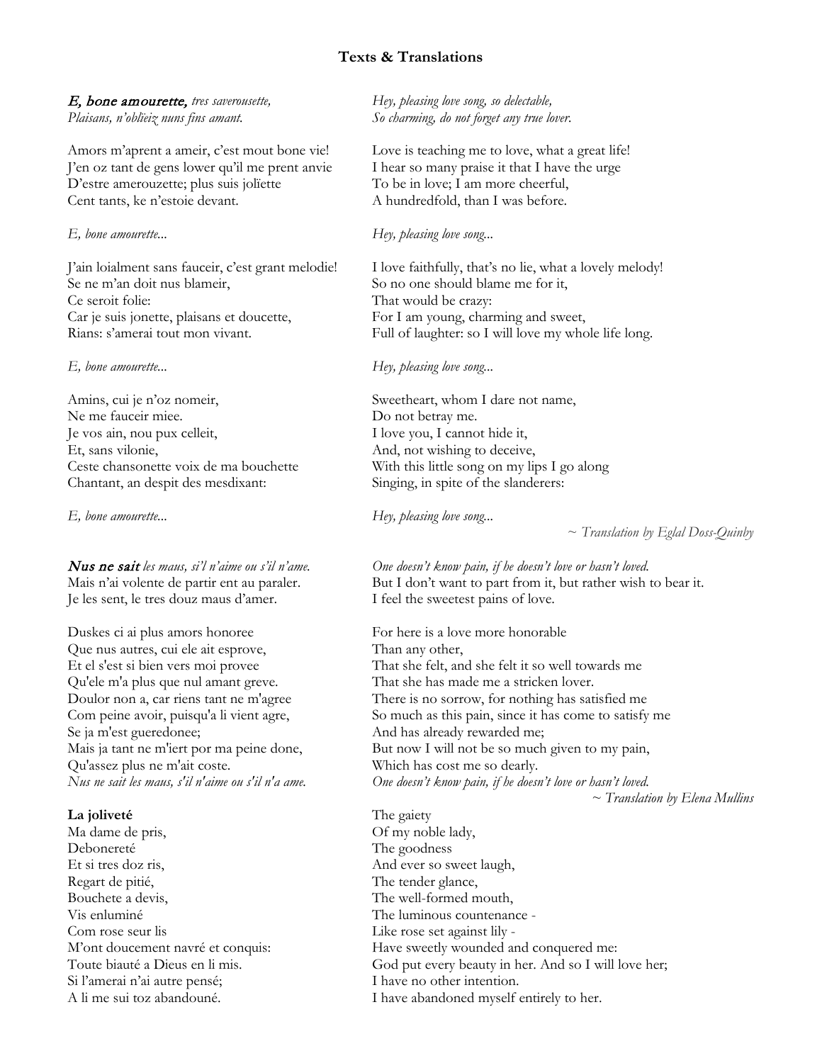# Texts & Translations

***E, bone amourette,*** *tres saverousette,*
*Plaisans, n'obliëiz nuns fins amant.*

*Hey, pleasing love song, so delectable,*
*So charming, do not forget any true lover.*

Amors m'aprent a ameir, c'est mout bone vie!
J'en oz tant de gens lower qu'il me prent anvie
D'estre amerouzette; plus suis joliëtte
Cent tants, ke n'estoie devant.

Love is teaching me to love, what a great life!
I hear so many praise it that I have the urge
To be in love; I am more cheerful,
A hundredfold, than I was before.

*E, bone amourette...*

*Hey, pleasing love song...*

J'ain loialment sans fauceir, c'est grant melodie!
Se ne m'an doit nus blameir,
Ce seroit folie:
Car je suis jonette, plaisans et doucette,
Rians: s'amerai tout mon vivant.

I love faithfully, that's no lie, what a lovely melody!
So no one should blame me for it,
That would be crazy:
For I am young, charming and sweet,
Full of laughter: so I will love my whole life long.

*E, bone amourette...*

*Hey, pleasing love song...*

Amins, cui je n'oz nomeir,
Ne me fauceir miee.
Je vos ain, nou pux celleit,
Et, sans vilonie,
Ceste chansonette voix de ma bouchette
Chantant, an despit des mesdixant:

Sweetheart, whom I dare not name,
Do not betray me.
I love you, I cannot hide it,
And, not wishing to deceive,
With this little song on my lips I go along
Singing, in spite of the slanderers:

*E, bone amourette...*

*Hey, pleasing love song...*

*~ Translation by Eglal Doss-Quinby*

***Nus ne sait*** *les maus, si'l n'aime ou s'il n'ame.*
Mais n'ai volente de partir ent au paraler.
Je les sent, le tres douz maus d'amer.

*One doesn't know pain, if he doesn't love or hasn't loved.*
But I don't want to part from it, but rather wish to bear it.
I feel the sweetest pains of love.

Duskes ci ai plus amors honoree
Que nus autres, cui ele ait esprove,
Et el s'est si bien vers moi provee
Qu'ele m'a plus que nul amant greve.
Doulor non a, car riens tant ne m'agree
Com peine avoir, puisqu'a li vient agre,
Se ja m'est gueredonee;
Mais ja tant ne m'iert por ma peine done,
Qu'assez plus ne m'ait coste.
*Nus ne sait les maus, s'il n'aime ou s'il n'a ame.*

For here is a love more honorable
Than any other,
That she felt, and she felt it so well towards me
That she has made me a stricken lover.
There is no sorrow, for nothing has satisfied me
So much as this pain, since it has come to satisfy me
And has already rewarded me;
But now I will not be so much given to my pain,
Which has cost me so dearly.
*One doesn't know pain, if he doesn't love or hasn't loved.*

*~ Translation by Elena Mullins*

**La joliveté**
Ma dame de pris,
Debonereté
Et si tres doz ris,
Regart de pitié,
Bouchete a devis,
Vis enluminé
Com rose seur lis
M'ont doucement navré et conquis:
Toute biauté a Dieus en li mis.
Si l'amerai n'ai autre pensé;
A li me sui toz abandouné.

The gaiety
Of my noble lady,
The goodness
And ever so sweet laugh,
The tender glance,
The well-formed mouth,
The luminous countenance -
Like rose set against lily -
Have sweetly wounded and conquered me:
God put every beauty in her. And so I will love her;
I have no other intention.
I have abandoned myself entirely to her.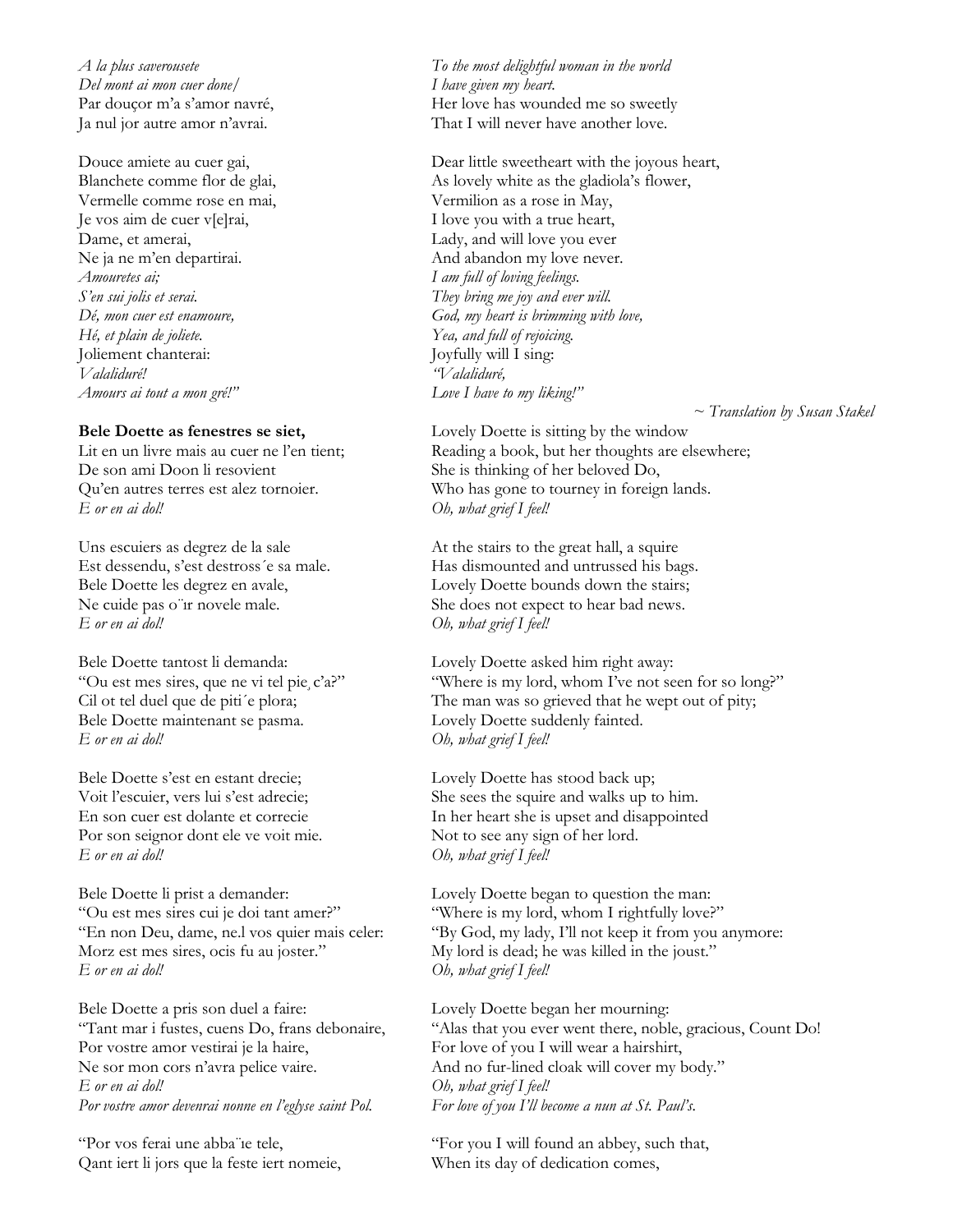*A la plus saverousete*
*Del mont ai mon cuer done/*
Par douçor m'a s'amor navré,
Ja nul jor autre amor n'avrai.

*To the most delightful woman in the world*
*I have given my heart.*
Her love has wounded me so sweetly
That I will never have another love.

Douce amiete au cuer gai,
Blanchete comme flor de glai,
Vermelle comme rose en mai,
Je vos aim de cuer v[e]rai,
Dame, et amerai,
Ne ja ne m'en departirai.
*Amouretes ai;*
*S'en sui jolis et serai.*
*Dé, mon cuer est enamoure,*
*Hé, et plain de joliete.*
Joliement chanterai:
*Valaliduré!*
*Amours ai tout a mon gré!"*

Dear little sweetheart with the joyous heart,
As lovely white as the gladiola's flower,
Vermilion as a rose in May,
I love you with a true heart,
Lady, and will love you ever
And abandon my love never.
*I am full of loving feelings.*
*They bring me joy and ever will.*
*God, my heart is brimming with love,*
*Yea, and full of rejoicing.*
Joyfully will I sing:
*"Valaliduré,*
*Love I have to my liking!"*

*~ Translation by Susan Stakel*

**Bele Doette as fenestres se siet,**
Lit en un livre mais au cuer ne l'en tient;
De son ami Doon li resovient
Qu'en autres terres est alez tornoier.
*E or en ai dol!*

Lovely Doette is sitting by the window
Reading a book, but her thoughts are elsewhere;
She is thinking of her beloved Do,
Who has gone to tourney in foreign lands.
*Oh, what grief I feel!*

Uns escuiers as degrez de la sale
Est dessendu, s'est destross´e sa male.
Bele Doette les degrez en avale,
Ne cuide pas o¨ır novele male.
*E or en ai dol!*

At the stairs to the great hall, a squire
Has dismounted and untrussed his bags.
Lovely Doette bounds down the stairs;
She does not expect to hear bad news.
*Oh, what grief I feel!*

Bele Doette tantost li demanda:
"Ou est mes sires, que ne vi tel pie¸ c'a?"
Cil ot tel duel que de piti´e plora;
Bele Doette maintenant se pasma.
*E or en ai dol!*

Lovely Doette asked him right away:
"Where is my lord, whom I've not seen for so long?"
The man was so grieved that he wept out of pity;
Lovely Doette suddenly fainted.
*Oh, what grief I feel!*

Bele Doette s'est en estant drecie;
Voit l'escuier, vers lui s'est adrecie;
En son cuer est dolante et correcie
Por son seignor dont ele ve voit mie.
*E or en ai dol!*

Lovely Doette has stood back up;
She sees the squire and walks up to him.
In her heart she is upset and disappointed
Not to see any sign of her lord.
*Oh, what grief I feel!*

Bele Doette li prist a demander:
"Ou est mes sires cui je doi tant amer?"
"En non Deu, dame, ne.l vos quier mais celer:
Morz est mes sires, ocis fu au joster."
*E or en ai dol!*

Lovely Doette began to question the man:
"Where is my lord, whom I rightfully love?"
"By God, my lady, I'll not keep it from you anymore:
My lord is dead; he was killed in the joust."
*Oh, what grief I feel!*

Bele Doette a pris son duel a faire:
"Tant mar i fustes, cuens Do, frans debonaire,
Por vostre amor vestirai je la haire,
Ne sor mon cors n'avra pelice vaire.
*E or en ai dol!*
*Por vostre amor devenrai nonne en l'eglyse saint Pol.*

Lovely Doette began her mourning:
"Alas that you ever went there, noble, gracious, Count Do!
For love of you I will wear a hairshirt,
And no fur-lined cloak will cover my body."
*Oh, what grief I feel!*
*For love of you I'll become a nun at St. Paul's.*

"Por vos ferai une abba¨ıe tele,
Qant iert li jors que la feste iert nomeie,

"For you I will found an abbey, such that,
When its day of dedication comes,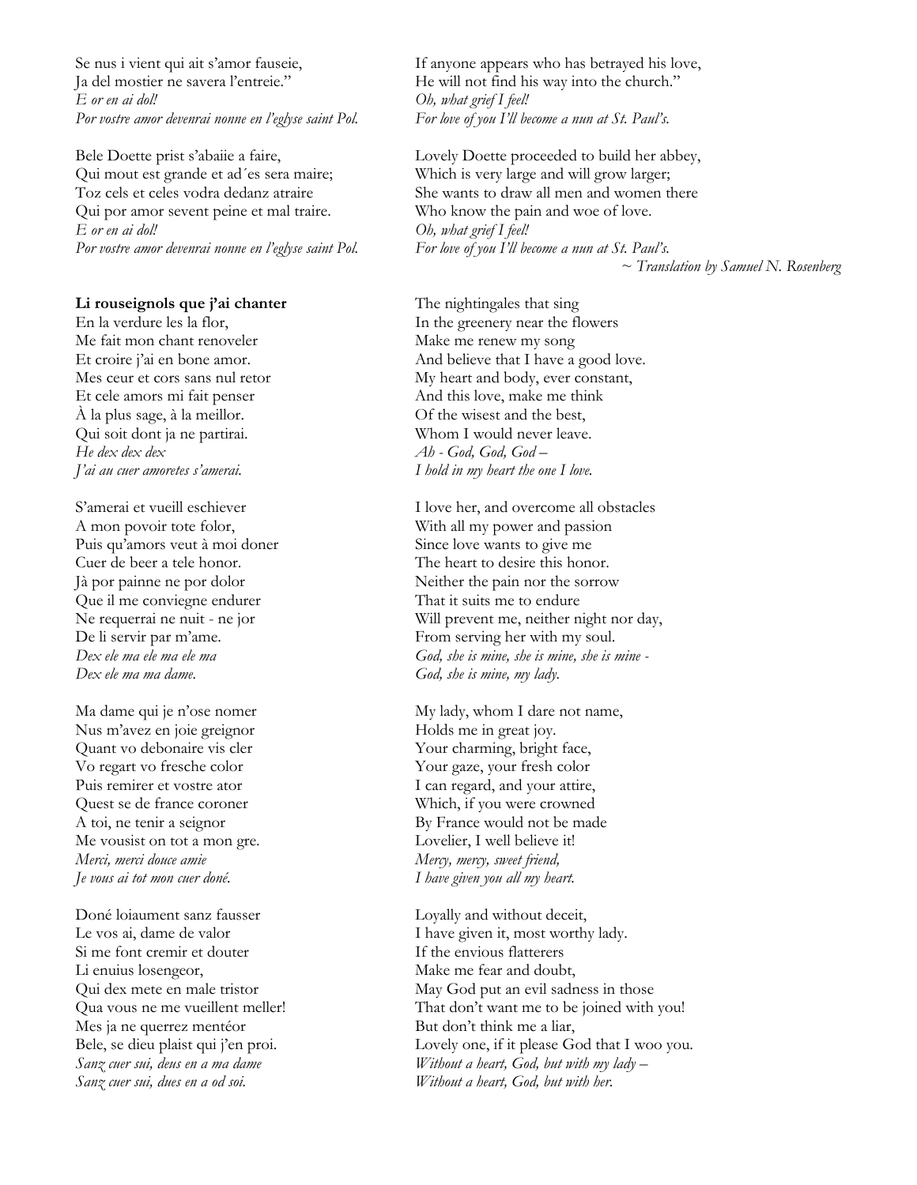Se nus i vient qui ait s'amor fauseie,
Ja del mostier ne savera l'entreie."
*E or en ai dol!*
*Por vostre amor devenrai nonne en l'eglyse saint Pol.*

If anyone appears who has betrayed his love,
He will not find his way into the church."
*Oh, what grief I feel!*
*For love of you I'll become a nun at St. Paul's.*

Bele Doette prist s'abaiie a faire,
Qui mout est grande et ad´es sera maire;
Toz cels et celes vodra dedanz atraire
Qui por amor sevent peine et mal traire.
*E or en ai dol!*
*Por vostre amor devenrai nonne en l'eglyse saint Pol.*

Lovely Doette proceeded to build her abbey,
Which is very large and will grow larger;
She wants to draw all men and women there
Who know the pain and woe of love.
*Oh, what grief I feel!*
*For love of you I'll become a nun at St. Paul's.*

~ Translation by Samuel N. Rosenberg

**Li rouseignols que j'ai chanter**
En la verdure les la flor,
Me fait mon chant renoveler
Et croire j'ai en bone amor.
Mes ceur et cors sans nul retor
Et cele amors mi fait penser
À la plus sage, à la meillor.
Qui soit dont ja ne partirai.
*He dex dex dex*
*J'ai au cuer amoretes s'amerai.*

The nightingales that sing
In the greenery near the flowers
Make me renew my song
And believe that I have a good love.
My heart and body, ever constant,
And this love, make me think
Of the wisest and the best,
Whom I would never leave.
*Ah - God, God, God –*
*I hold in my heart the one I love.*

S'amerai et vueill eschiever
A mon povoir tote folor,
Puis qu'amors veut à moi doner
Cuer de beer a tele honor.
Jà por painne ne por dolor
Que il me conviegne endurer
Ne requerrai ne nuit - ne jor
De li servir par m'ame.
*Dex ele ma ele ma ele ma*
*Dex ele ma ma dame.*

I love her, and overcome all obstacles
With all my power and passion
Since love wants to give me
The heart to desire this honor.
Neither the pain nor the sorrow
That it suits me to endure
Will prevent me, neither night nor day,
From serving her with my soul.
*God, she is mine, she is mine, she is mine -*
*God, she is mine, my lady.*

Ma dame qui je n'ose nomer
Nus m'avez en joie greignor
Quant vo debonaire vis cler
Vo regart vo fresche color
Puis remirer et vostre ator
Quest se de france coroner
A toi, ne tenir a seignor
Me vousist on tot a mon gre.
*Merci, merci douce amie*
*Je vous ai tot mon cuer doné.*

My lady, whom I dare not name,
Holds me in great joy.
Your charming, bright face,
Your gaze, your fresh color
I can regard, and your attire,
Which, if you were crowned
By France would not be made
Lovelier, I well believe it!
*Mercy, mercy, sweet friend,*
*I have given you all my heart.*

Doné loiaument sanz fausser
Le vos ai, dame de valor
Si me font cremir et douter
Li enuius losengeor,
Qui dex mete en male tristor
Qua vous ne me vueillent meller!
Mes ja ne querrez mentéor
Bele, se dieu plaist qui j'en proi.
*Sanz cuer sui, deus en a ma dame*
*Sanz cuer sui, dues en a od soi.*

Loyally and without deceit,
I have given it, most worthy lady.
If the envious flatterers
Make me fear and doubt,
May God put an evil sadness in those
That don't want me to be joined with you!
But don't think me a liar,
Lovely one, if it please God that I woo you.
*Without a heart, God, but with my lady –*
*Without a heart, God, but with her.*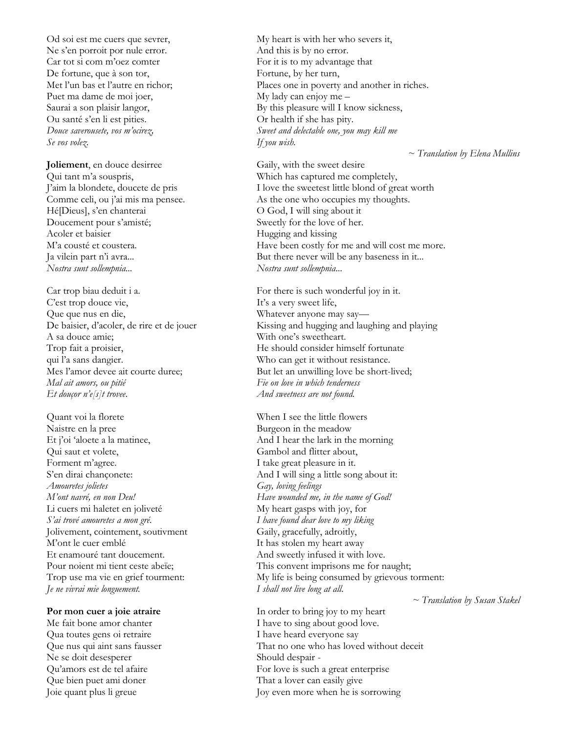Od soi est me cuers que sevrer,
Ne s'en porroit por nule error.
Car tot si com m'oez comter
De fortune, que à son tor,
Met l'un bas et l'autre en richor;
Puet ma dame de moi joer,
Saurai a son plaisir langor,
Ou santé s'en li est pities.
*Douce saverousete, vos m'ocirez,*
*Se vos volez.*

My heart is with her who severs it,
And this is by no error.
For it is to my advantage that
Fortune, by her turn,
Places one in poverty and another in riches.
My lady can enjoy me –
By this pleasure will I know sickness,
Or health if she has pity.
*Sweet and delectable one, you may kill me*
*If you wish.*

*~ Translation by Elena Mullins*

**Joliement**, en douce desirree
Qui tant m'a souspris,
J'aim la blondete, doucete de pris
Comme celi, ou j'ai mis ma pensee.
Hé[Dieus], s'en chanterai
Doucement pour s'amisté;
Acoler et baisier
M'a cousté et coustera.
Ja vilein part n'i avra...
*Nostra sunt sollempnia...*

Gaily, with the sweet desire
Which has captured me completely,
I love the sweetest little blond of great worth
As the one who occupies my thoughts.
O God, I will sing about it
Sweetly for the love of her.
Hugging and kissing
Have been costly for me and will cost me more.
But there never will be any baseness in it...
*Nostra sunt sollempnia...*

Car trop biau deduit i a.
C'est trop douce vie,
Que que nus en die,
De baisier, d'acoler, de rire et de jouer
A sa douce amie;
Trop fait a proisier,
qui l'a sans dangier.
Mes l'amor devee ait courte duree;
*Mal ait amors, ou pitié*
*Et douçor n'e[s]t trovee.*

For there is such wonderful joy in it.
It's a very sweet life,
Whatever anyone may say—
Kissing and hugging and laughing and playing
With one's sweetheart.
He should consider himself fortunate
Who can get it without resistance.
But let an unwilling love be short-lived;
*Fie on love in which tenderness*
*And sweetness are not found.*

Quant voi la florete
Naistre en la pree
Et j'oi 'aloete a la matinee,
Qui saut et volete,
Forment m'agree.
S'en dirai chançonete:
*Amouretes jolietes*
*M'ont navré, en non Deu!*
Li cuers mi haletet en joliveté
*S'ai trové amouretes a mon gré.*
Jolivement, cointement, soutivment
M'ont le cuer emblé
Et enamouré tant doucement.
Pour noient mi tient ceste abeïe;
Trop use ma vie en grief tourment:
*Je ne vivrai mie longuement.*

When I see the little flowers
Burgeon in the meadow
And I hear the lark in the morning
Gambol and flitter about,
I take great pleasure in it.
And I will sing a little song about it:
*Gay, loving feelings*
*Have wounded me, in the name of God!*
My heart gasps with joy, for
*I have found dear love to my liking*
Gaily, gracefully, adroitly,
It has stolen my heart away
And sweetly infused it with love.
This convent imprisons me for naught;
My life is being consumed by grievous torment:
*I shall not live long at all.*

*~ Translation by Susan Stakel*

**Por mon cuer a joie atraire**
Me fait bone amor chanter
Qua toutes gens oi retraire
Que nus qui aint sans fausser
Ne se doit desesperer
Qu'amors est de tel afaire
Que bien puet ami doner
Joie quant plus li greue

In order to bring joy to my heart
I have to sing about good love.
I have heard everyone say
That no one who has loved without deceit
Should despair -
For love is such a great enterprise
That a lover can easily give
Joy even more when he is sorrowing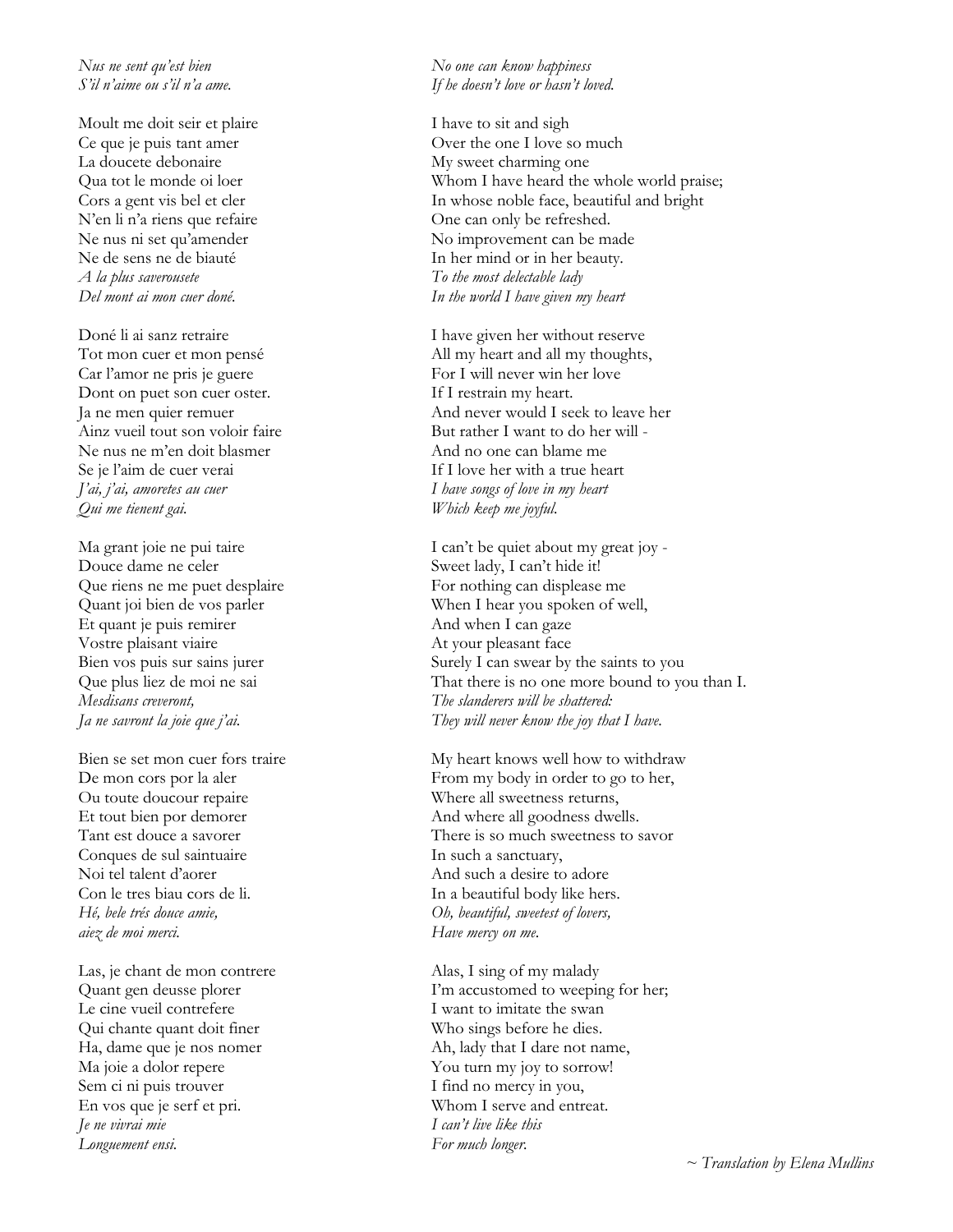*Nus ne sent qu'est bien*
*S'il n'aime ou s'il n'a ame.*

Moult me doit seir et plaire
Ce que je puis tant amer
La doucete debonaire
Qua tot le monde oi loer
Cors a gent vis bel et cler
N'en li n'a riens que refaire
Ne nus ni set qu'amender
Ne de sens ne de biauté
*A la plus saverousete*
*Del mont ai mon cuer doné.*

Doné li ai sanz retraire
Tot mon cuer et mon pensé
Car l'amor ne pris je guere
Dont on puet son cuer oster.
Ja ne men quier remuer
Ainz vueil tout son voloir faire
Ne nus ne m'en doit blasmer
Se je l'aim de cuer verai
*J'ai, j'ai, amoretes au cuer*
*Qui me tienent gai.*

Ma grant joie ne pui taire
Douce dame ne celer
Que riens ne me puet desplaire
Quant joi bien de vos parler
Et quant je puis remirer
Vostre plaisant viaire
Bien vos puis sur sains jurer
Que plus liez de moi ne sai
*Mesdisans creveront,*
*Ja ne savront la joie que j'ai.*

Bien se set mon cuer fors traire
De mon cors por la aler
Ou toute doucour repaire
Et tout bien por demorer
Tant est douce a savorer
Conques de sul saintuaire
Noi tel talent d'aorer
Con le tres biau cors de li.
*Hé, bele trés douce amie,*
*aiez de moi merci.*

Las, je chant de mon contrere
Quant gen deusse plorer
Le cine vueil contrefere
Qui chante quant doit finer
Ha, dame que je nos nomer
Ma joie a dolor repere
Sem ci ni puis trouver
En vos que je serf et pri.
*Je ne vivrai mie*
*Longuement ensi.*

*No one can know happiness*
*If he doesn't love or hasn't loved.*

I have to sit and sigh
Over the one I love so much
My sweet charming one
Whom I have heard the whole world praise;
In whose noble face, beautiful and bright
One can only be refreshed.
No improvement can be made
In her mind or in her beauty.
*To the most delectable lady*
*In the world I have given my heart*

I have given her without reserve
All my heart and all my thoughts,
For I will never win her love
If I restrain my heart.
And never would I seek to leave her
But rather I want to do her will -
And no one can blame me
If I love her with a true heart
*I have songs of love in my heart*
*Which keep me joyful.*

I can't be quiet about my great joy -
Sweet lady, I can't hide it!
For nothing can displease me
When I hear you spoken of well,
And when I can gaze
At your pleasant face
Surely I can swear by the saints to you
That there is no one more bound to you than I.
*The slanderers will be shattered:*
*They will never know the joy that I have.*

My heart knows well how to withdraw
From my body in order to go to her,
Where all sweetness returns,
And where all goodness dwells.
There is so much sweetness to savor
In such a sanctuary,
And such a desire to adore
In a beautiful body like hers.
*Oh, beautiful, sweetest of lovers,*
*Have mercy on me.*

Alas, I sing of my malady
I'm accustomed to weeping for her;
I want to imitate the swan
Who sings before he dies.
Ah, lady that I dare not name,
You turn my joy to sorrow!
I find no mercy in you,
Whom I serve and entreat.
*I can't live like this*
*For much longer.*

*~ Translation by Elena Mullins*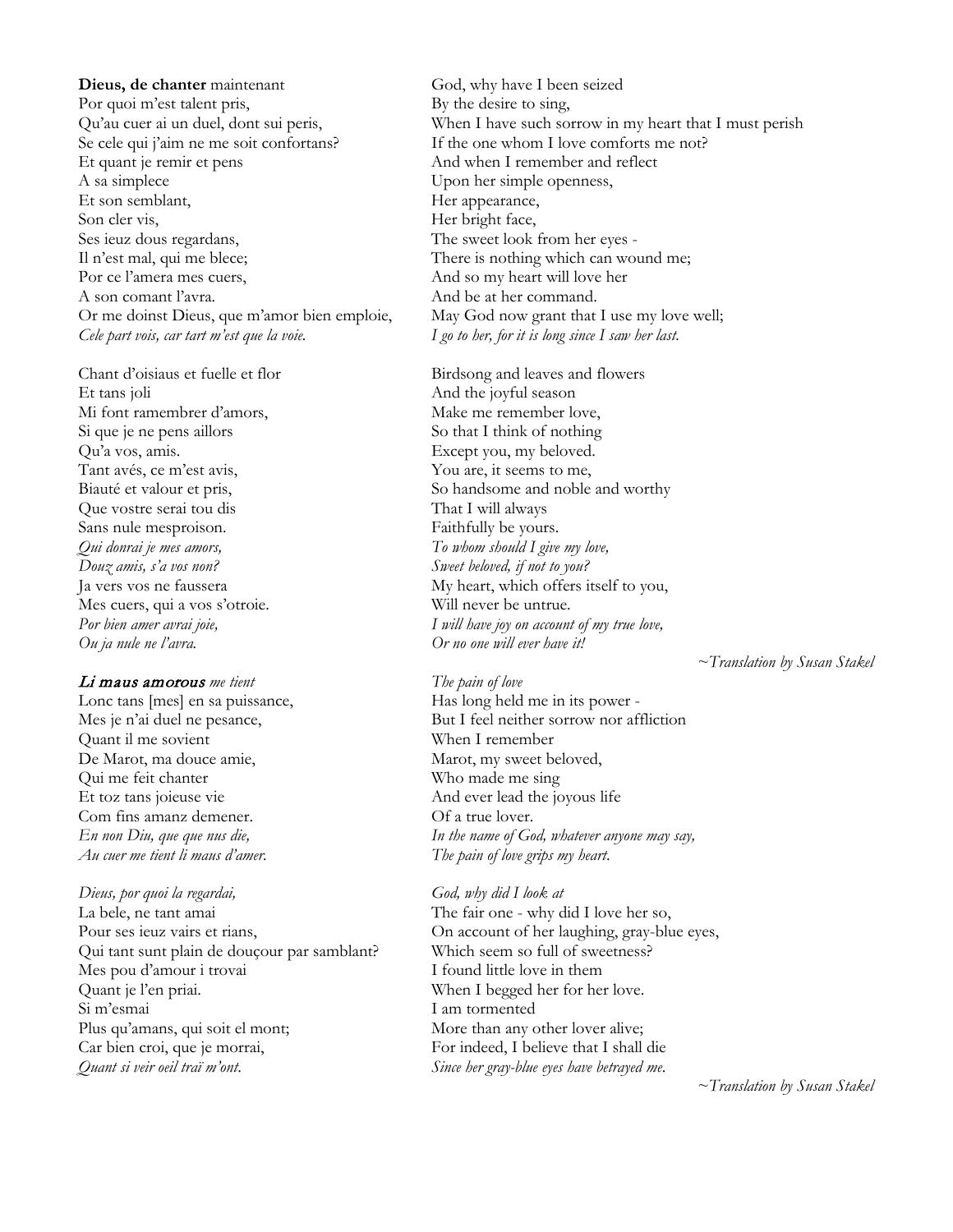**Dieus, de chanter** maintenant
Por quoi m'est talent pris,
Qu'au cuer ai un duel, dont sui peris,
Se cele qui j'aim ne me soit confortans?
Et quant je remir et pens
A sa simplece
Et son semblant,
Son cler vis,
Ses ieuz dous regardans,
Il n'est mal, qui me blece;
Por ce l'amera mes cuers,
A son comant l'avra.
Or me doinst Dieus, que m'amor bien emploie,
*Cele part vois, car tart m'est que la voie.*

God, why have I been seized
By the desire to sing,
When I have such sorrow in my heart that I must perish
If the one whom I love comforts me not?
And when I remember and reflect
Upon her simple openness,
Her appearance,
Her bright face,
The sweet look from her eyes -
There is nothing which can wound me;
And so my heart will love her
And be at her command.
May God now grant that I use my love well;
*I go to her, for it is long since I saw her last.*

Chant d'oisiaus et fuelle et flor
Et tans joli
Mi font ramembrer d'amors,
Si que je ne pens aillors
Qu'a vos, amis.
Tant avés, ce m'est avis,
Biauté et valour et pris,
Que vostre serai tou dis
Sans nule mesproison.
*Qui donrai je mes amors,*
*Douz amis, s'a vos non?*
Ja vers vos ne faussera
Mes cuers, qui a vos s'otroie.
*Por bien amer avrai joie,*
*Ou ja nule ne l'avra.*

Birdsong and leaves and flowers
And the joyful season
Make me remember love,
So that I think of nothing
Except you, my beloved.
You are, it seems to me,
So handsome and noble and worthy
That I will always
Faithfully be yours.
*To whom should I give my love,*
*Sweet beloved, if not to you?*
My heart, which offers itself to you,
Will never be untrue.
*I will have joy on account of my true love,*
*Or no one will ever have it!*

*~Translation by Susan Stakel*

***Li maus amorous** me tient*
Lonc tans [mes] en sa puissance,
Mes je n'ai duel ne pesance,
Quant il me sovient
De Marot, ma douce amie,
Qui me feit chanter
Et toz tans joieuse vie
Com fins amanz demener.
*En non Diu, que que nus die,*
*Au cuer me tient li maus d'amer.*

*The pain of love*
Has long held me in its power -
But I feel neither sorrow nor affliction
When I remember
Marot, my sweet beloved,
Who made me sing
And ever lead the joyous life
Of a true lover.
*In the name of God, whatever anyone may say,*
*The pain of love grips my heart.*

*Dieus, por quoi la regardai,*
La bele, ne tant amai
Pour ses ieuz vairs et rians,
Qui tant sunt plain de douçour par samblant?
Mes pou d'amour i trovai
Quant je l'en priai.
Si m'esmai
Plus qu'amans, qui soit el mont;
Car bien croi, que je morrai,
*Quant si veir oeil traï m'ont.*

*God, why did I look at*
The fair one - why did I love her so,
On account of her laughing, gray-blue eyes,
Which seem so full of sweetness?
I found little love in them
When I begged her for her love.
I am tormented
More than any other lover alive;
For indeed, I believe that I shall die
*Since her gray-blue eyes have betrayed me.*

*~Translation by Susan Stakel*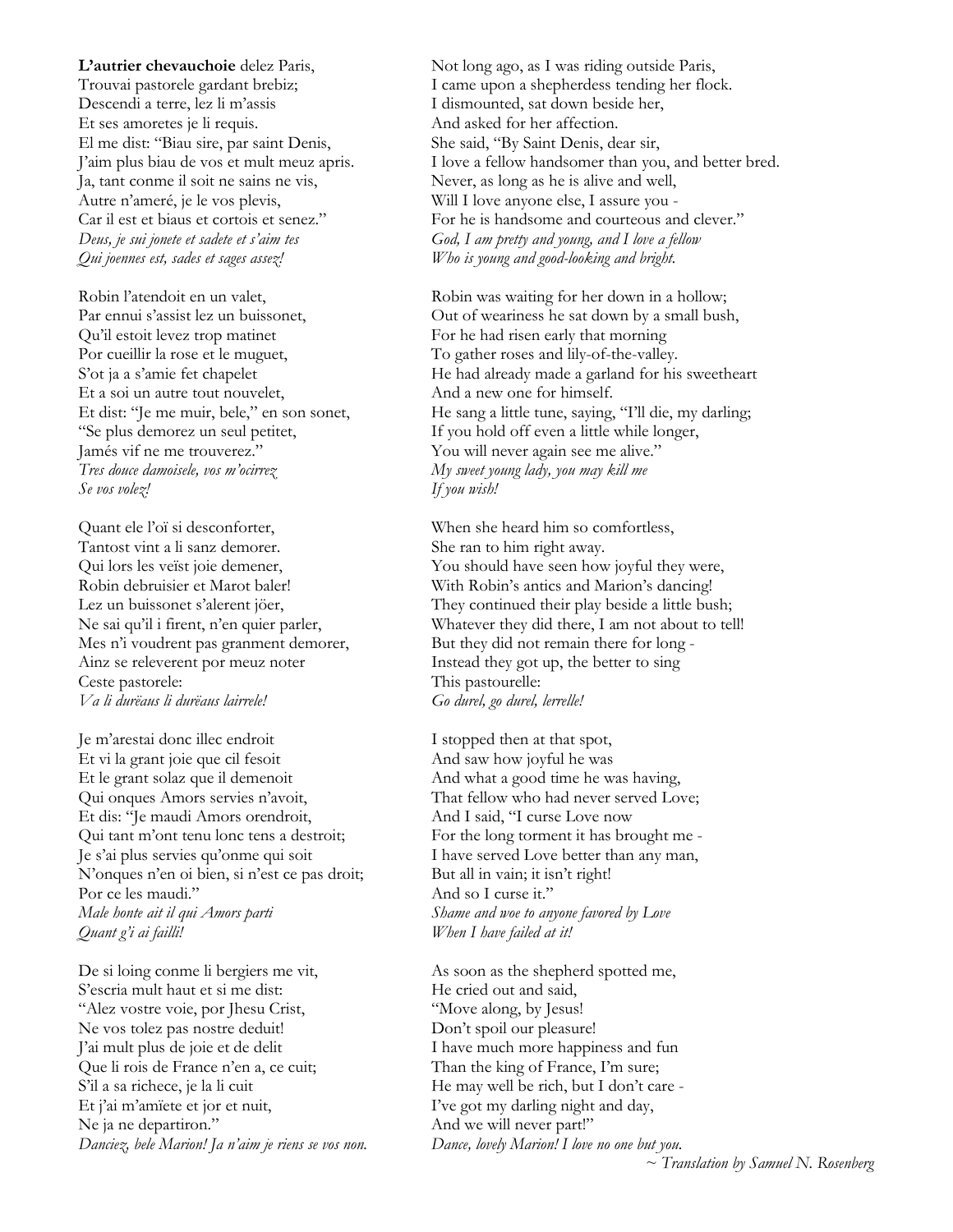**L'autrier chevauchoie** delez Paris,
Trouvai pastorele gardant brebiz;
Descendi a terre, lez li m'assis
Et ses amoretes je li requis.
El me dist: "Biau sire, par saint Denis,
J'aim plus biau de vos et mult meuz apris.
Ja, tant conme il soit ne sains ne vis,
Autre n'ameré, je le vos plevis,
Car il est et biaus et cortois et senez."
*Deus, je sui jonete et sadete et s'aim tes*
*Qui joennes est, sades et sages assez!*

Not long ago, as I was riding outside Paris,
I came upon a shepherdess tending her flock.
I dismounted, sat down beside her,
And asked for her affection.
She said, "By Saint Denis, dear sir,
I love a fellow handsomer than you, and better bred.
Never, as long as he is alive and well,
Will I love anyone else, I assure you -
For he is handsome and courteous and clever."
*God, I am pretty and young, and I love a fellow*
*Who is young and good-looking and bright.*

Robin l'atendoit en un valet,
Par ennui s'assist lez un buissonet,
Qu'il estoit levez trop matinet
Por cueillir la rose et le muguet,
S'ot ja a s'amie fet chapelet
Et a soi un autre tout nouvelet,
Et dist: "Je me muir, bele," en son sonet,
"Se plus demorez un seul petitet,
Jamés vif ne me trouverez."
*Tres douce damoisele, vos m'ocirrez*
*Se vos volez!*

Robin was waiting for her down in a hollow;
Out of weariness he sat down by a small bush,
For he had risen early that morning
To gather roses and lily-of-the-valley.
He had already made a garland for his sweetheart
And a new one for himself.
He sang a little tune, saying, "I'll die, my darling;
If you hold off even a little while longer,
You will never again see me alive."
*My sweet young lady, you may kill me*
*If you wish!*

Quant ele l'oï si desconforter,
Tantost vint a li sanz demorer.
Qui lors les veïst joie demener,
Robin debruisier et Marot baler!
Lez un buissonet s'alerent jöer,
Ne sai qu'il i firent, n'en quier parler,
Mes n'i voudrent pas granment demorer,
Ainz se releverent por meuz noter
Ceste pastorele:
*Va li durëaus li durëaus lairrele!*

When she heard him so comfortless,
She ran to him right away.
You should have seen how joyful they were,
With Robin's antics and Marion's dancing!
They continued their play beside a little bush;
Whatever they did there, I am not about to tell!
But they did not remain there for long -
Instead they got up, the better to sing
This pastourelle:
*Go durel, go durel, lerrelle!*

Je m'arestai donc illec endroit
Et vi la grant joie que cil fesoit
Et le grant solaz que il demenoit
Qui onques Amors servies n'avoit,
Et dis: "Je maudi Amors orendroit,
Qui tant m'ont tenu lonc tens a destroit;
Je s'ai plus servies qu'onme qui soit
N'onques n'en oi bien, si n'est ce pas droit;
Por ce les maudi."
*Male honte ait il qui Amors parti*
*Quant g'i ai failli!*

I stopped then at that spot,
And saw how joyful he was
And what a good time he was having,
That fellow who had never served Love;
And I said, "I curse Love now
For the long torment it has brought me -
I have served Love better than any man,
But all in vain; it isn't right!
And so I curse it."
*Shame and woe to anyone favored by Love*
*When I have failed at it!*

De si loing conme li bergiers me vit,
S'escria mult haut et si me dist:
"Alez vostre voie, por Jhesu Crist,
Ne vos tolez pas nostre deduit!
J'ai mult plus de joie et de delit
Que li rois de France n'en a, ce cuit;
S'il a sa richece, je la li cuit
Et j'ai m'amïete et jor et nuit,
Ne ja ne departiron."
*Danciez, bele Marion! Ja n'aim je riens se vos non.*

As soon as the shepherd spotted me,
He cried out and said,
"Move along, by Jesus!
Don't spoil our pleasure!
I have much more happiness and fun
Than the king of France, I'm sure;
He may well be rich, but I don't care -
I've got my darling night and day,
And we will never part!"
*Dance, lovely Marion! I love no one but you.*

*~ Translation by Samuel N. Rosenberg*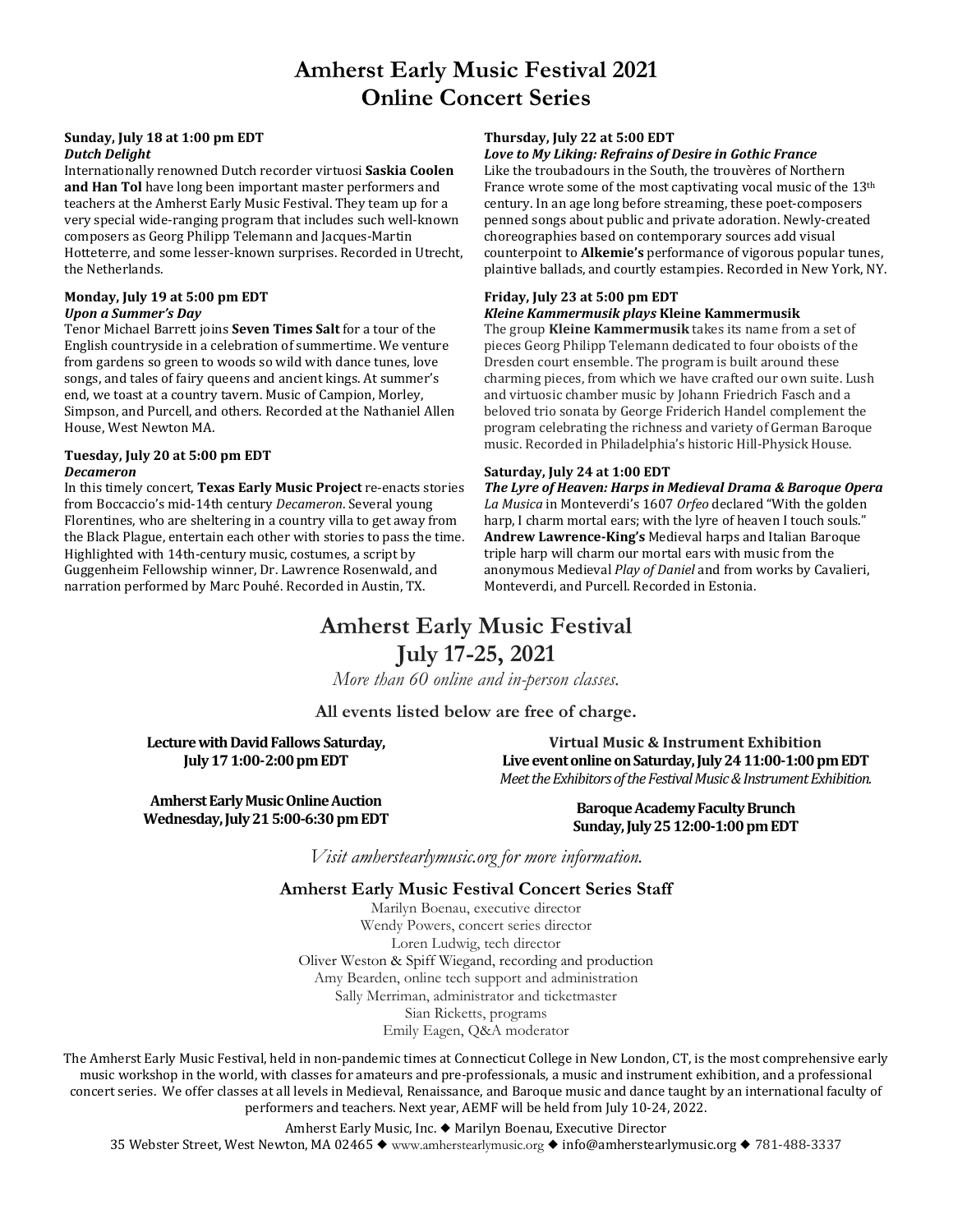# Amherst Early Music Festival 2021
# Online Concert Series

**Sunday, July 18 at 1:00 pm EDT**
***Dutch Delight***
Internationally renowned Dutch recorder virtuosi **Saskia Coolen and Han Tol** have long been important master performers and teachers at the Amherst Early Music Festival. They team up for a very special wide-ranging program that includes such well-known composers as Georg Philipp Telemann and Jacques-Martin Hotteterre, and some lesser-known surprises. Recorded in Utrecht, the Netherlands.

**Monday, July 19 at 5:00 pm EDT**
***Upon a Summer's Day***
Tenor Michael Barrett joins **Seven Times Salt** for a tour of the English countryside in a celebration of summertime. We venture from gardens so green to woods so wild with dance tunes, love songs, and tales of fairy queens and ancient kings. At summer's end, we toast at a country tavern. Music of Campion, Morley, Simpson, and Purcell, and others. Recorded at the Nathaniel Allen House, West Newton MA.

**Tuesday, July 20 at 5:00 pm EDT**
***Decameron***
In this timely concert, **Texas Early Music Project** re-enacts stories from Boccaccio's mid-14th century *Decameron*. Several young Florentines, who are sheltering in a country villa to get away from the Black Plague, entertain each other with stories to pass the time. Highlighted with 14th-century music, costumes, a script by Guggenheim Fellowship winner, Dr. Lawrence Rosenwald, and narration performed by Marc Pouhé. Recorded in Austin, TX.

**Thursday, July 22 at 5:00 EDT**
***Love to My Liking: Refrains of Desire in Gothic France***
Like the troubadours in the South, the trouvères of Northern France wrote some of the most captivating vocal music of the 13th century. In an age long before streaming, these poet-composers penned songs about public and private adoration. Newly-created choreographies based on contemporary sources add visual counterpoint to **Alkemie's** performance of vigorous popular tunes, plaintive ballads, and courtly estampies. Recorded in New York, NY.

**Friday, July 23 at 5:00 pm EDT**
***Kleine Kammermusik plays* Kleine Kammermusik**
The group **Kleine Kammermusik** takes its name from a set of pieces Georg Philipp Telemann dedicated to four oboists of the Dresden court ensemble. The program is built around these charming pieces, from which we have crafted our own suite. Lush and virtuosic chamber music by Johann Friedrich Fasch and a beloved trio sonata by George Friderich Handel complement the program celebrating the richness and variety of German Baroque music. Recorded in Philadelphia's historic Hill-Physick House.

**Saturday, July 24 at 1:00 EDT**
***The Lyre of Heaven: Harps in Medieval Drama & Baroque Opera***
*La Musica* in Monteverdi's 1607 *Orfeo* declared "With the golden harp, I charm mortal ears; with the lyre of heaven I touch souls." **Andrew Lawrence-King's** Medieval harps and Italian Baroque triple harp will charm our mortal ears with music from the anonymous Medieval *Play of Daniel* and from works by Cavalieri, Monteverdi, and Purcell. Recorded in Estonia.

# Amherst Early Music Festival
# July 17-25, 2021

*More than 60 online and in-person classes.*

**All events listed below are free of charge.**

**Lecture with David Fallows Saturday, July 17 1:00-2:00 pm EDT**

**Amherst Early Music Online Auction Wednesday, July 21 5:00-6:30 pm EDT**

**Virtual Music & Instrument Exhibition**
**Live event online on Saturday, July 24 11:00-1:00 pm EDT**
*Meet the Exhibitors of the Festival Music & Instrument Exhibition.*

**Baroque Academy Faculty Brunch Sunday, July 25 12:00-1:00 pm EDT**

*Visit amherstearlymusic.org for more information.*

## Amherst Early Music Festival Concert Series Staff

Marilyn Boenau, executive director
Wendy Powers, concert series director
Loren Ludwig, tech director
Oliver Weston & Spiff Wiegand, recording and production
Amy Bearden, online tech support and administration
Sally Merriman, administrator and ticketmaster
Sian Ricketts, programs
Emily Eagen, Q&A moderator

The Amherst Early Music Festival, held in non-pandemic times at Connecticut College in New London, CT, is the most comprehensive early music workshop in the world, with classes for amateurs and pre-professionals, a music and instrument exhibition, and a professional concert series. We offer classes at all levels in Medieval, Renaissance, and Baroque music and dance taught by an international faculty of performers and teachers. Next year, AEMF will be held from July 10-24, 2022.

Amherst Early Music, Inc. ◆ Marilyn Boenau, Executive Director
35 Webster Street, West Newton, MA 02465 ◆ www.amherstearlymusic.org ◆ info@amherstearlymusic.org ◆ 781-488-3337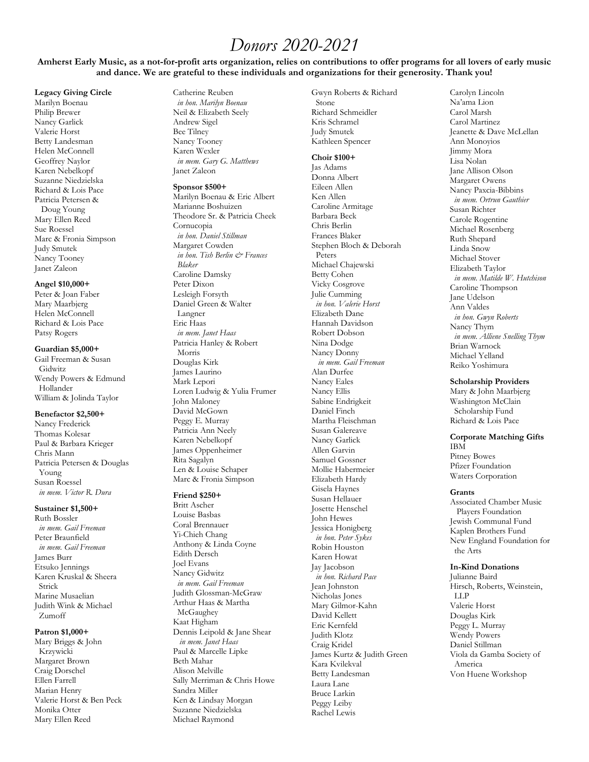# *Donors 2020-2021*

**Amherst Early Music, as a not-for-profit arts organization, relies on contributions to offer programs for all lovers of early music and dance. We are grateful to these individuals and organizations for their generosity. Thank you!**

**Legacy Giving Circle**
Marilyn Boenau
Philip Brewer
Nancy Garlick
Valerie Horst
Betty Landesman
Helen McConnell
Geoffrey Naylor
Karen Nebelkopf
Suzanne Niedzielska
Richard & Lois Pace
Patricia Petersen & Doug Young
Mary Ellen Reed
Sue Roessel
Marc & Fronia Simpson
Judy Smutek
Nancy Tooney
Janet Zaleon

**Angel $10,000+**
Peter & Joan Faber
Mary Maarbjerg
Helen McConnell
Richard & Lois Pace
Patsy Rogers

**Guardian $5,000+**
Gail Freeman & Susan Gidwitz
Wendy Powers & Edmund Hollander
William & Jolinda Taylor

**Benefactor $2,500+**
Nancy Frederick
Thomas Kolesar
Paul & Barbara Krieger
Chris Mann
Patricia Petersen & Douglas Young
Susan Roessel
*in mem. Victor R. Dura*

**Sustainer $1,500+**
Ruth Bossler
*in mem. Gail Freeman*
Peter Braunfield
*in mem. Gail Freeman*
James Burr
Etsuko Jennings
Karen Kruskal & Sheera Strick
Marine Musaelian
Judith Wink & Michael Zumoff

**Patron $1,000+**
Mary Briggs & John Krzywicki
Margaret Brown
Craig Dorschel
Ellen Farrell
Marian Henry
Valerie Horst & Ben Peck
Monika Otter
Mary Ellen Reed
Catherine Reuben
*in hon. Marilyn Boenau*
Neil & Elizabeth Seely
Andrew Sigel
Bee Tilney
Nancy Tooney
Karen Wexler
*in mem. Gary G. Matthews*
Janet Zaleon

**Sponsor $500+**
Marilyn Boenau & Eric Albert
Marianne Boshuizen
Theodore Sr. & Patricia Cheek
Cornucopia
*in hon. Daniel Stillman*
Margaret Cowden
*in hon. Tish Berlin & Frances Blaker*
Caroline Damsky
Peter Dixon
Lesleigh Forsyth
Daniel Green & Walter Langner
Eric Haas
*in mem. Janet Haas*
Patricia Hanley & Robert Morris
Douglas Kirk
James Laurino
Mark Lepori
Loren Ludwig & Yulia Frumer
John Maloney
David McGown
Peggy E. Murray
Patricia Ann Neely
Karen Nebelkopf
James Oppenheimer
Rita Sagalyn
Len & Louise Schaper
Marc & Fronia Simpson

**Friend $250+**
Britt Ascher
Louise Basbas
Coral Brennauer
Yi-Chieh Chang
Anthony & Linda Coyne
Edith Dersch
Joel Evans
Nancy Gidwitz
*in mem. Gail Freeman*
Judith Glossman-McGraw
Arthur Haas & Martha McGaughey
Kaat Higham
Dennis Leipold & Jane Shear
*in mem. Janet Haas*
Paul & Marcelle Lipke
Beth Mahar
Alison Melville
Sally Merriman & Chris Howe
Sandra Miller
Ken & Lindsay Morgan
Suzanne Niedzielska
Michael Raymond
Gwyn Roberts & Richard Stone
Richard Schmeidler
Kris Schramel
Judy Smutek
Kathleen Spencer

**Choir $100+**
Jas Adams
Donna Albert
Eileen Allen
Ken Allen
Caroline Armitage
Barbara Beck
Chris Berlin
Frances Blaker
Stephen Bloch & Deborah Peters
Michael Chajewski
Betty Cohen
Vicky Cosgrove
Julie Cumming
*in hon. Valerie Horst*
Elizabeth Dane
Hannah Davidson
Robert Dobson
Nina Dodge
Nancy Donny
*in mem. Gail Freeman*
Alan Durfee
Nancy Eales
Nancy Ellis
Sabine Endrigkeit
Daniel Finch
Martha Fleischman
Susan Galereave
Nancy Garlick
Allen Garvin
Samuel Gossner
Mollie Habermeier
Elizabeth Hardy
Gisela Haynes
Susan Hellauer
Josette Henschel
John Hewes
Jessica Honigberg
*in hon. Peter Sykes*
Robin Houston
Karen Howat
Jay Jacobson
*in hon. Richard Pace*
Jean Johnston
Nicholas Jones
Mary Gilmor-Kahn
David Kellett
Eric Kernfeld
Judith Klotz
Craig Kridel
James Kurtz & Judith Green
Kara Kvilekval
Betty Landesman
Laura Lane
Bruce Larkin
Peggy Leiby
Rachel Lewis
Carolyn Lincoln
Na'ama Lion
Carol Marsh
Carol Martinez
Jeanette & Dave McLellan
Ann Monoyios
Jimmy Mora
Lisa Nolan
Jane Allison Olson
Margaret Owens
Nancy Paxcia-Bibbins
*in mem. Ortrun Gauthier*
Susan Richter
Carole Rogentine
Michael Rosenberg
Ruth Shepard
Linda Snow
Michael Stover
Elizabeth Taylor
*in mem. Matilde W. Hutchison*
Caroline Thompson
Jane Udelson
Ann Valdes
*in hon. Gwyn Roberts*
Nancy Thym
*in mem. Alliene Snelling Thym*
Brian Warnock
Michael Yelland
Reiko Yoshimura

**Scholarship Providers**
Mary & John Maarbjerg
Washington McClain Scholarship Fund
Richard & Lois Pace

**Corporate Matching Gifts**
IBM
Pitney Bowes
Pfizer Foundation
Waters Corporation

**Grants**
Associated Chamber Music Players Foundation
Jewish Communal Fund
Kaplen Brothers Fund
New England Foundation for the Arts

**In-Kind Donations**
Julianne Baird
Hirsch, Roberts, Weinstein, LLP
Valerie Horst
Douglas Kirk
Peggy L. Murray
Wendy Powers
Daniel Stillman
Viola da Gamba Society of America
Von Huene Workshop